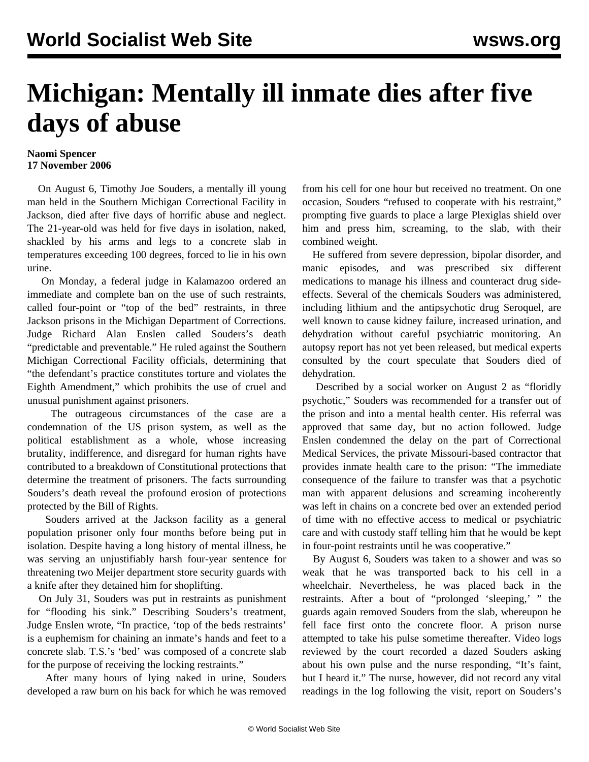# Michigan: Mentally ill inmate dies after five days of abuse

**Naomi Spencer**
**17 November 2006**

On August 6, Timothy Joe Souders, a mentally ill young man held in the Southern Michigan Correctional Facility in Jackson, died after five days of horrific abuse and neglect. The 21-year-old was held for five days in isolation, naked, shackled by his arms and legs to a concrete slab in temperatures exceeding 100 degrees, forced to lie in his own urine.

On Monday, a federal judge in Kalamazoo ordered an immediate and complete ban on the use of such restraints, called four-point or "top of the bed" restraints, in three Jackson prisons in the Michigan Department of Corrections. Judge Richard Alan Enslen called Souders's death "predictable and preventable." He ruled against the Southern Michigan Correctional Facility officials, determining that "the defendant's practice constitutes torture and violates the Eighth Amendment," which prohibits the use of cruel and unusual punishment against prisoners.

The outrageous circumstances of the case are a condemnation of the US prison system, as well as the political establishment as a whole, whose increasing brutality, indifference, and disregard for human rights have contributed to a breakdown of Constitutional protections that determine the treatment of prisoners. The facts surrounding Souders's death reveal the profound erosion of protections protected by the Bill of Rights.

Souders arrived at the Jackson facility as a general population prisoner only four months before being put in isolation. Despite having a long history of mental illness, he was serving an unjustifiably harsh four-year sentence for threatening two Meijer department store security guards with a knife after they detained him for shoplifting.

On July 31, Souders was put in restraints as punishment for "flooding his sink." Describing Souders's treatment, Judge Enslen wrote, "In practice, 'top of the beds restraints' is a euphemism for chaining an inmate's hands and feet to a concrete slab. T.S.'s 'bed' was composed of a concrete slab for the purpose of receiving the locking restraints."

After many hours of lying naked in urine, Souders developed a raw burn on his back for which he was removed from his cell for one hour but received no treatment. On one occasion, Souders "refused to cooperate with his restraint," prompting five guards to place a large Plexiglas shield over him and press him, screaming, to the slab, with their combined weight.

He suffered from severe depression, bipolar disorder, and manic episodes, and was prescribed six different medications to manage his illness and counteract drug side-effects. Several of the chemicals Souders was administered, including lithium and the antipsychotic drug Seroquel, are well known to cause kidney failure, increased urination, and dehydration without careful psychiatric monitoring. An autopsy report has not yet been released, but medical experts consulted by the court speculate that Souders died of dehydration.

Described by a social worker on August 2 as "floridly psychotic," Souders was recommended for a transfer out of the prison and into a mental health center. His referral was approved that same day, but no action followed. Judge Enslen condemned the delay on the part of Correctional Medical Services, the private Missouri-based contractor that provides inmate health care to the prison: "The immediate consequence of the failure to transfer was that a psychotic man with apparent delusions and screaming incoherently was left in chains on a concrete bed over an extended period of time with no effective access to medical or psychiatric care and with custody staff telling him that he would be kept in four-point restraints until he was cooperative."

By August 6, Souders was taken to a shower and was so weak that he was transported back to his cell in a wheelchair. Nevertheless, he was placed back in the restraints. After a bout of "prolonged 'sleeping,' " the guards again removed Souders from the slab, whereupon he fell face first onto the concrete floor. A prison nurse attempted to take his pulse sometime thereafter. Video logs reviewed by the court recorded a dazed Souders asking about his own pulse and the nurse responding, "It's faint, but I heard it." The nurse, however, did not record any vital readings in the log following the visit, report on Souders's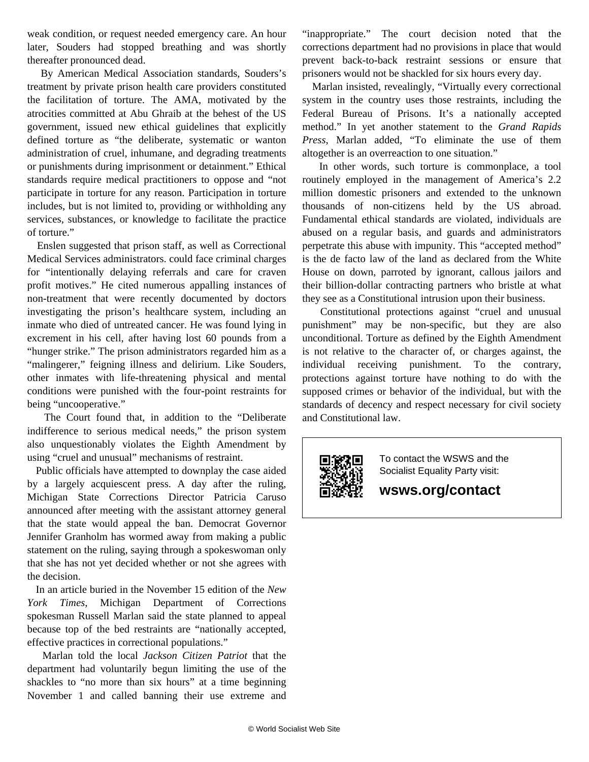weak condition, or request needed emergency care. An hour later, Souders had stopped breathing and was shortly thereafter pronounced dead.

By American Medical Association standards, Souders's treatment by private prison health care providers constituted the facilitation of torture. The AMA, motivated by the atrocities committed at Abu Ghraib at the behest of the US government, issued new ethical guidelines that explicitly defined torture as "the deliberate, systematic or wanton administration of cruel, inhumane, and degrading treatments or punishments during imprisonment or detainment." Ethical standards require medical practitioners to oppose and "not participate in torture for any reason. Participation in torture includes, but is not limited to, providing or withholding any services, substances, or knowledge to facilitate the practice of torture."

Enslen suggested that prison staff, as well as Correctional Medical Services administrators. could face criminal charges for "intentionally delaying referrals and care for craven profit motives." He cited numerous appalling instances of non-treatment that were recently documented by doctors investigating the prison's healthcare system, including an inmate who died of untreated cancer. He was found lying in excrement in his cell, after having lost 60 pounds from a "hunger strike." The prison administrators regarded him as a "malingerer," feigning illness and delirium. Like Souders, other inmates with life-threatening physical and mental conditions were punished with the four-point restraints for being "uncooperative."

The Court found that, in addition to the "Deliberate indifference to serious medical needs," the prison system also unquestionably violates the Eighth Amendment by using "cruel and unusual" mechanisms of restraint.

Public officials have attempted to downplay the case aided by a largely acquiescent press. A day after the ruling, Michigan State Corrections Director Patricia Caruso announced after meeting with the assistant attorney general that the state would appeal the ban. Democrat Governor Jennifer Granholm has wormed away from making a public statement on the ruling, saying through a spokeswoman only that she has not yet decided whether or not she agrees with the decision.

In an article buried in the November 15 edition of the *New York Times*, Michigan Department of Corrections spokesman Russell Marlan said the state planned to appeal because top of the bed restraints are "nationally accepted, effective practices in correctional populations."

Marlan told the local *Jackson Citizen Patriot* that the department had voluntarily begun limiting the use of the shackles to "no more than six hours" at a time beginning November 1 and called banning their use extreme and "inappropriate." The court decision noted that the corrections department had no provisions in place that would prevent back-to-back restraint sessions or ensure that prisoners would not be shackled for six hours every day.

Marlan insisted, revealingly, "Virtually every correctional system in the country uses those restraints, including the Federal Bureau of Prisons. It's a nationally accepted method." In yet another statement to the *Grand Rapids Press*, Marlan added, "To eliminate the use of them altogether is an overreaction to one situation."

In other words, such torture is commonplace, a tool routinely employed in the management of America's 2.2 million domestic prisoners and extended to the unknown thousands of non-citizens held by the US abroad. Fundamental ethical standards are violated, individuals are abused on a regular basis, and guards and administrators perpetrate this abuse with impunity. This "accepted method" is the de facto law of the land as declared from the White House on down, parroted by ignorant, callous jailors and their billion-dollar contracting partners who bristle at what they see as a Constitutional intrusion upon their business.

Constitutional protections against "cruel and unusual punishment" may be non-specific, but they are also unconditional. Torture as defined by the Eighth Amendment is not relative to the character of, or charges against, the individual receiving punishment. To the contrary, protections against torture have nothing to do with the supposed crimes or behavior of the individual, but with the standards of decency and respect necessary for civil society and Constitutional law.

To contact the WSWS and the Socialist Equality Party visit:

**wsws.org/contact**